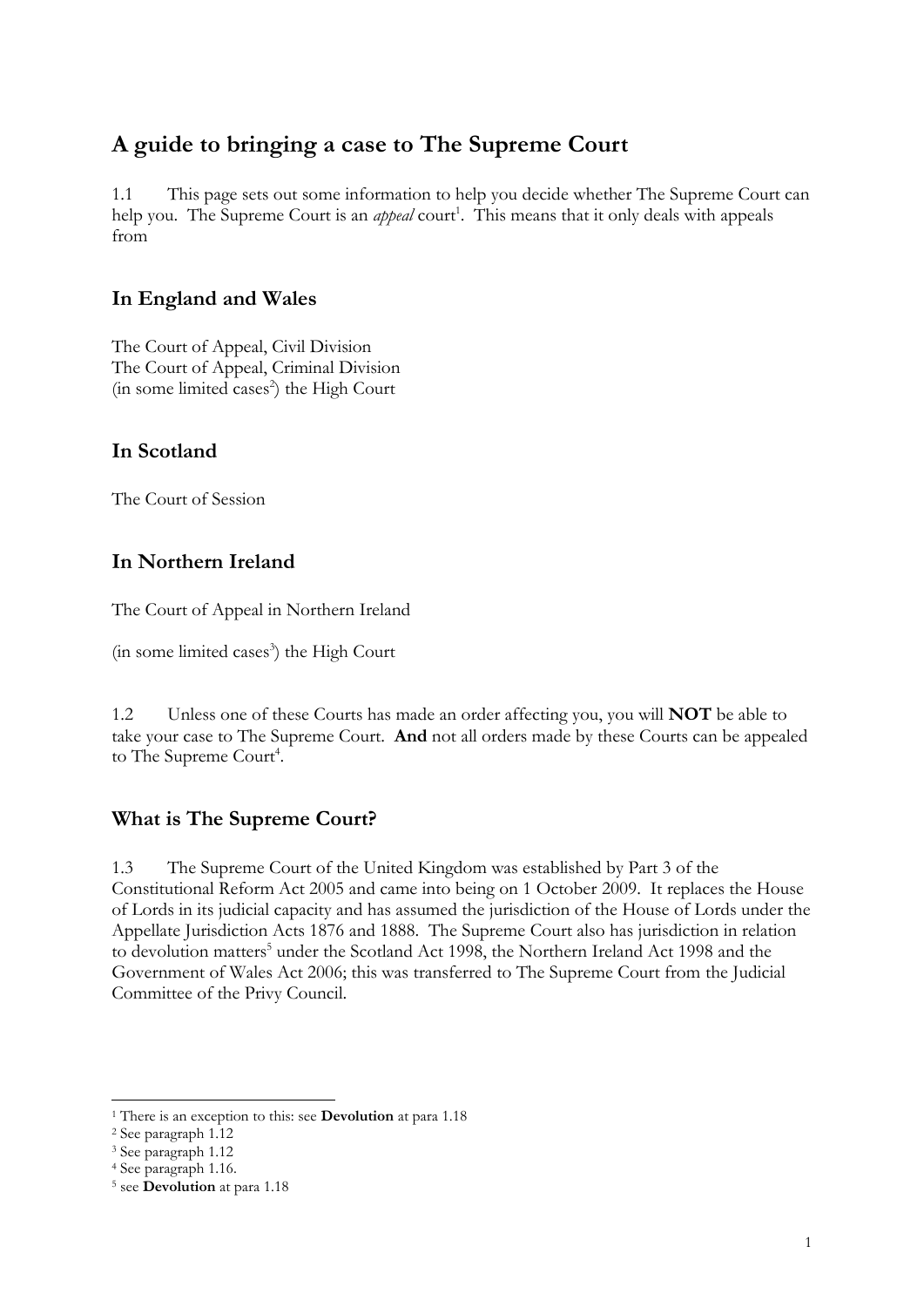# A guide to bringing a case to The Supreme Court

1.1 This page sets out some information to help you decide whether The Supreme Court can help you. The Supreme Court is an *appeal* court[1]. This means that it only deals with appeals from

## In England and Wales

The Court of Appeal, Civil Division
The Court of Appeal, Criminal Division
(in some limited cases[2]) the High Court

## In Scotland

The Court of Session

## In Northern Ireland

The Court of Appeal in Northern Ireland

(in some limited cases[3]) the High Court

1.2 Unless one of these Courts has made an order affecting you, you will **NOT** be able to take your case to The Supreme Court. **And** not all orders made by these Courts can be appealed to The Supreme Court[4].

## What is The Supreme Court?

1.3 The Supreme Court of the United Kingdom was established by Part 3 of the Constitutional Reform Act 2005 and came into being on 1 October 2009. It replaces the House of Lords in its judicial capacity and has assumed the jurisdiction of the House of Lords under the Appellate Jurisdiction Acts 1876 and 1888. The Supreme Court also has jurisdiction in relation to devolution matters[5] under the Scotland Act 1998, the Northern Ireland Act 1998 and the Government of Wales Act 2006; this was transferred to The Supreme Court from the Judicial Committee of the Privy Council.

---

[1] There is an exception to this: see **Devolution** at para 1.18
[2] See paragraph 1.12
[3] See paragraph 1.12
[4] See paragraph 1.16.
[5] see **Devolution** at para 1.18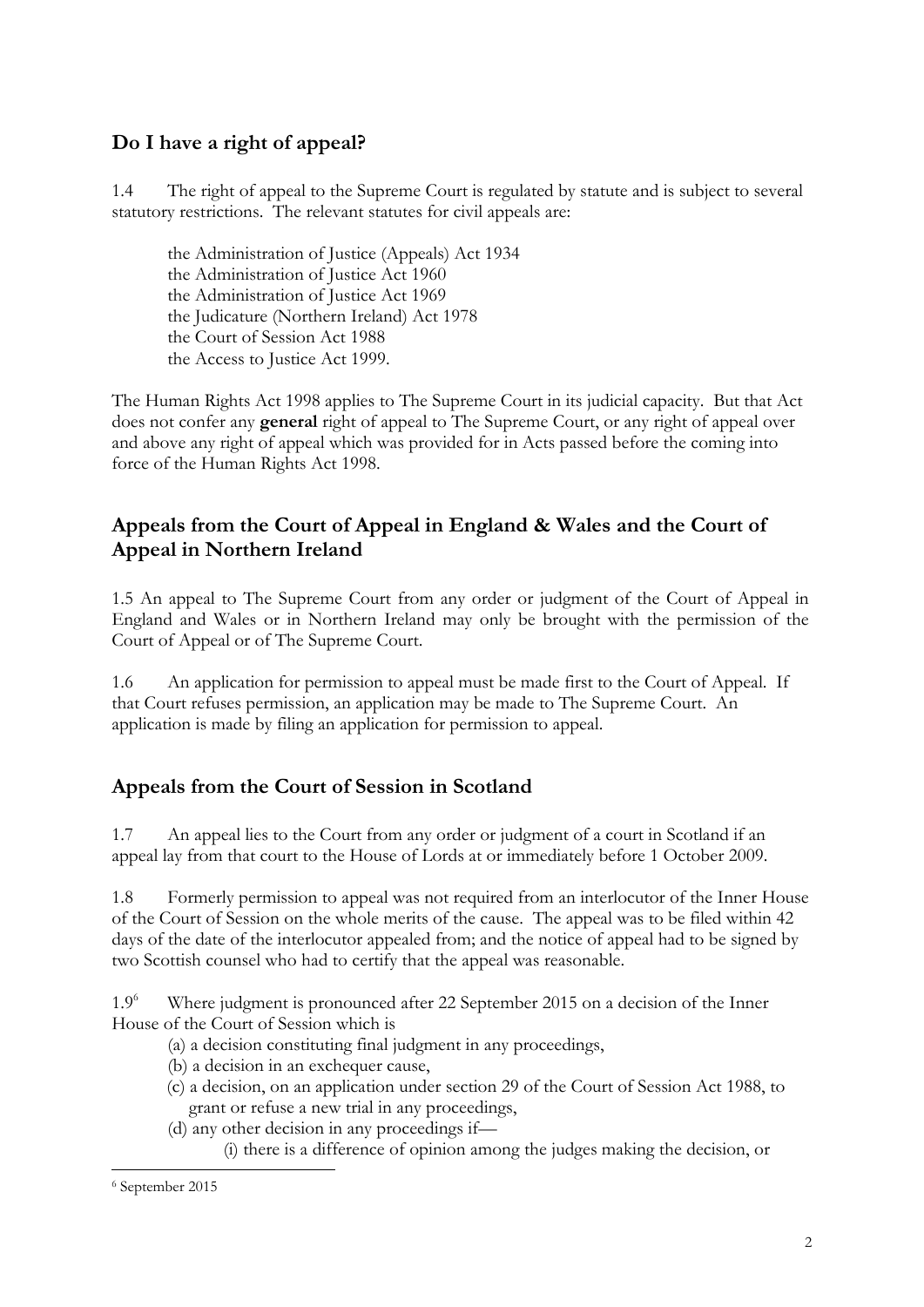## Do I have a right of appeal?

1.4 The right of appeal to the Supreme Court is regulated by statute and is subject to several statutory restrictions. The relevant statutes for civil appeals are:

the Administration of Justice (Appeals) Act 1934
the Administration of Justice Act 1960
the Administration of Justice Act 1969
the Judicature (Northern Ireland) Act 1978
the Court of Session Act 1988
the Access to Justice Act 1999.

The Human Rights Act 1998 applies to The Supreme Court in its judicial capacity. But that Act does not confer any **general** right of appeal to The Supreme Court, or any right of appeal over and above any right of appeal which was provided for in Acts passed before the coming into force of the Human Rights Act 1998.

## Appeals from the Court of Appeal in England & Wales and the Court of Appeal in Northern Ireland

1.5 An appeal to The Supreme Court from any order or judgment of the Court of Appeal in England and Wales or in Northern Ireland may only be brought with the permission of the Court of Appeal or of The Supreme Court.

1.6 An application for permission to appeal must be made first to the Court of Appeal. If that Court refuses permission, an application may be made to The Supreme Court. An application is made by filing an application for permission to appeal.

## Appeals from the Court of Session in Scotland

1.7 An appeal lies to the Court from any order or judgment of a court in Scotland if an appeal lay from that court to the House of Lords at or immediately before 1 October 2009.

1.8 Formerly permission to appeal was not required from an interlocutor of the Inner House of the Court of Session on the whole merits of the cause. The appeal was to be filed within 42 days of the date of the interlocutor appealed from; and the notice of appeal had to be signed by two Scottish counsel who had to certify that the appeal was reasonable.

1.9[6] Where judgment is pronounced after 22 September 2015 on a decision of the Inner House of the Court of Session which is

(a) a decision constituting final judgment in any proceedings,
(b) a decision in an exchequer cause,
(c) a decision, on an application under section 29 of the Court of Session Act 1988, to grant or refuse a new trial in any proceedings,
(d) any other decision in any proceedings if—
  (i) there is a difference of opinion among the judges making the decision, or

[6] September 2015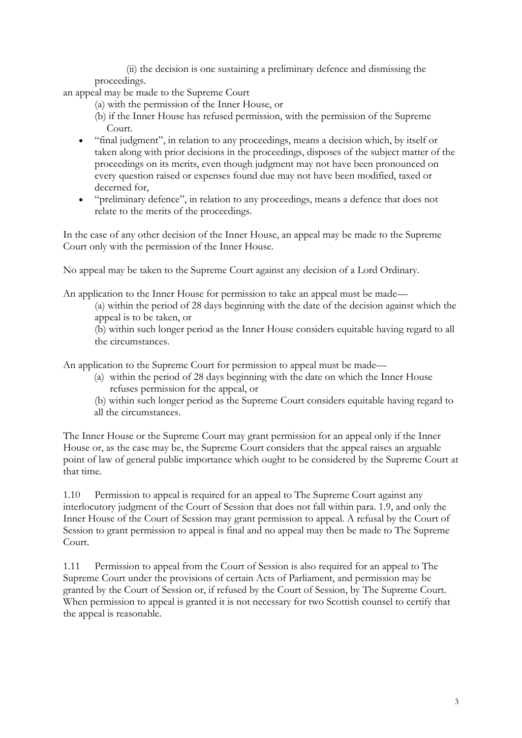(ii) the decision is one sustaining a preliminary defence and dismissing the proceedings.

an appeal may be made to the Supreme Court

(a) with the permission of the Inner House, or

(b) if the Inner House has refused permission, with the permission of the Supreme Court.

- "final judgment", in relation to any proceedings, means a decision which, by itself or taken along with prior decisions in the proceedings, disposes of the subject matter of the proceedings on its merits, even though judgment may not have been pronounced on every question raised or expenses found due may not have been modified, taxed or decerned for,
- "preliminary defence", in relation to any proceedings, means a defence that does not relate to the merits of the proceedings.

In the case of any other decision of the Inner House, an appeal may be made to the Supreme Court only with the permission of the Inner House.

No appeal may be taken to the Supreme Court against any decision of a Lord Ordinary.

An application to the Inner House for permission to take an appeal must be made—

(a) within the period of 28 days beginning with the date of the decision against which the appeal is to be taken, or

(b) within such longer period as the Inner House considers equitable having regard to all the circumstances.

An application to the Supreme Court for permission to appeal must be made—

(a) within the period of 28 days beginning with the date on which the Inner House refuses permission for the appeal, or

(b) within such longer period as the Supreme Court considers equitable having regard to all the circumstances.

The Inner House or the Supreme Court may grant permission for an appeal only if the Inner House or, as the case may be, the Supreme Court considers that the appeal raises an arguable point of law of general public importance which ought to be considered by the Supreme Court at that time.

1.10 Permission to appeal is required for an appeal to The Supreme Court against any interlocutory judgment of the Court of Session that does not fall within para. 1.9, and only the Inner House of the Court of Session may grant permission to appeal. A refusal by the Court of Session to grant permission to appeal is final and no appeal may then be made to The Supreme Court.

1.11 Permission to appeal from the Court of Session is also required for an appeal to The Supreme Court under the provisions of certain Acts of Parliament, and permission may be granted by the Court of Session or, if refused by the Court of Session, by The Supreme Court. When permission to appeal is granted it is not necessary for two Scottish counsel to certify that the appeal is reasonable.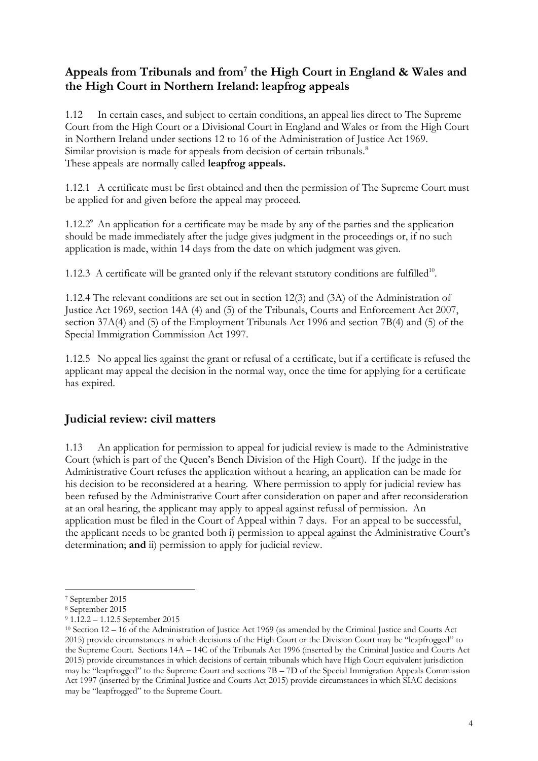## Appeals from Tribunals and from[7] the High Court in England & Wales and the High Court in Northern Ireland: leapfrog appeals

1.12 In certain cases, and subject to certain conditions, an appeal lies direct to The Supreme Court from the High Court or a Divisional Court in England and Wales or from the High Court in Northern Ireland under sections 12 to 16 of the Administration of Justice Act 1969. Similar provision is made for appeals from decision of certain tribunals.[8] These appeals are normally called **leapfrog appeals.**

1.12.1 A certificate must be first obtained and then the permission of The Supreme Court must be applied for and given before the appeal may proceed.

1.12.2[9] An application for a certificate may be made by any of the parties and the application should be made immediately after the judge gives judgment in the proceedings or, if no such application is made, within 14 days from the date on which judgment was given.

1.12.3 A certificate will be granted only if the relevant statutory conditions are fulfilled[10].

1.12.4 The relevant conditions are set out in section 12(3) and (3A) of the Administration of Justice Act 1969, section 14A (4) and (5) of the Tribunals, Courts and Enforcement Act 2007, section 37A(4) and (5) of the Employment Tribunals Act 1996 and section 7B(4) and (5) of the Special Immigration Commission Act 1997.

1.12.5 No appeal lies against the grant or refusal of a certificate, but if a certificate is refused the applicant may appeal the decision in the normal way, once the time for applying for a certificate has expired.

## Judicial review: civil matters

1.13 An application for permission to appeal for judicial review is made to the Administrative Court (which is part of the Queen's Bench Division of the High Court). If the judge in the Administrative Court refuses the application without a hearing, an application can be made for his decision to be reconsidered at a hearing. Where permission to apply for judicial review has been refused by the Administrative Court after consideration on paper and after reconsideration at an oral hearing, the applicant may apply to appeal against refusal of permission. An application must be filed in the Court of Appeal within 7 days. For an appeal to be successful, the applicant needs to be granted both i) permission to appeal against the Administrative Court's determination; **and** ii) permission to apply for judicial review.

---

[7] September 2015

[8] September 2015

[9] 1.12.2 – 1.12.5 September 2015

[10] Section 12 – 16 of the Administration of Justice Act 1969 (as amended by the Criminal Justice and Courts Act 2015) provide circumstances in which decisions of the High Court or the Division Court may be "leapfrogged" to the Supreme Court. Sections 14A – 14C of the Tribunals Act 1996 (inserted by the Criminal Justice and Courts Act 2015) provide circumstances in which decisions of certain tribunals which have High Court equivalent jurisdiction may be "leapfrogged" to the Supreme Court and sections 7B – 7D of the Special Immigration Appeals Commission Act 1997 (inserted by the Criminal Justice and Courts Act 2015) provide circumstances in which SIAC decisions may be "leapfrogged" to the Supreme Court.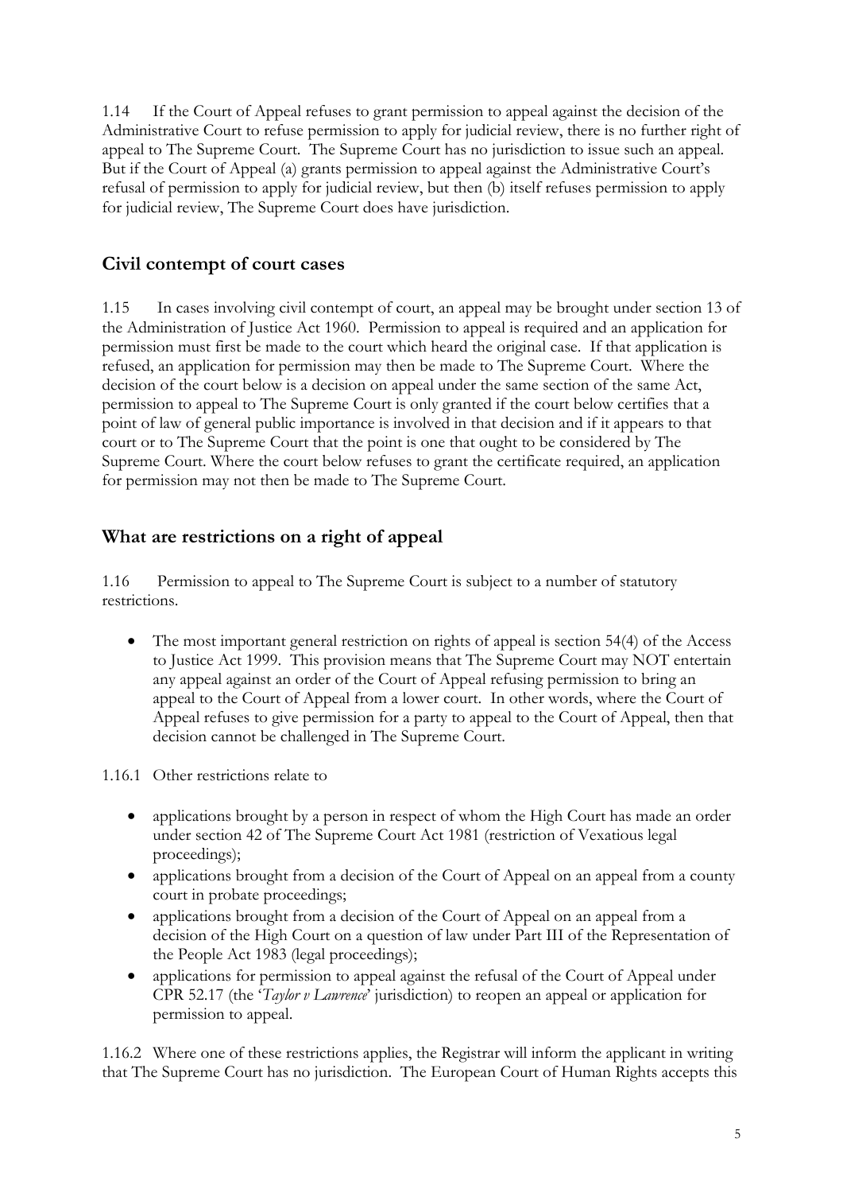1.14 If the Court of Appeal refuses to grant permission to appeal against the decision of the Administrative Court to refuse permission to apply for judicial review, there is no further right of appeal to The Supreme Court. The Supreme Court has no jurisdiction to issue such an appeal. But if the Court of Appeal (a) grants permission to appeal against the Administrative Court's refusal of permission to apply for judicial review, but then (b) itself refuses permission to apply for judicial review, The Supreme Court does have jurisdiction.

## Civil contempt of court cases

1.15 In cases involving civil contempt of court, an appeal may be brought under section 13 of the Administration of Justice Act 1960. Permission to appeal is required and an application for permission must first be made to the court which heard the original case. If that application is refused, an application for permission may then be made to The Supreme Court. Where the decision of the court below is a decision on appeal under the same section of the same Act, permission to appeal to The Supreme Court is only granted if the court below certifies that a point of law of general public importance is involved in that decision and if it appears to that court or to The Supreme Court that the point is one that ought to be considered by The Supreme Court. Where the court below refuses to grant the certificate required, an application for permission may not then be made to The Supreme Court.

## What are restrictions on a right of appeal

1.16 Permission to appeal to The Supreme Court is subject to a number of statutory restrictions.

- The most important general restriction on rights of appeal is section 54(4) of the Access to Justice Act 1999. This provision means that The Supreme Court may NOT entertain any appeal against an order of the Court of Appeal refusing permission to bring an appeal to the Court of Appeal from a lower court. In other words, where the Court of Appeal refuses to give permission for a party to appeal to the Court of Appeal, then that decision cannot be challenged in The Supreme Court.

1.16.1 Other restrictions relate to

- applications brought by a person in respect of whom the High Court has made an order under section 42 of The Supreme Court Act 1981 (restriction of Vexatious legal proceedings);
- applications brought from a decision of the Court of Appeal on an appeal from a county court in probate proceedings;
- applications brought from a decision of the Court of Appeal on an appeal from a decision of the High Court on a question of law under Part III of the Representation of the People Act 1983 (legal proceedings);
- applications for permission to appeal against the refusal of the Court of Appeal under CPR 52.17 (the '*Taylor v Lawrence*' jurisdiction) to reopen an appeal or application for permission to appeal.

1.16.2 Where one of these restrictions applies, the Registrar will inform the applicant in writing that The Supreme Court has no jurisdiction. The European Court of Human Rights accepts this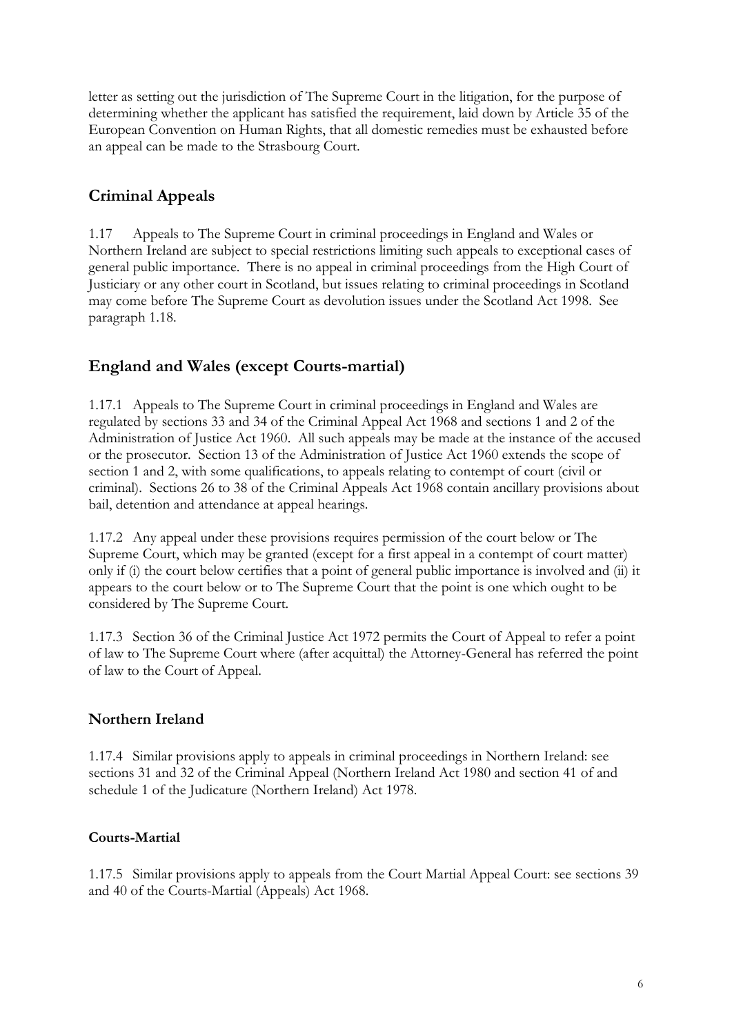letter as setting out the jurisdiction of The Supreme Court in the litigation, for the purpose of determining whether the applicant has satisfied the requirement, laid down by Article 35 of the European Convention on Human Rights, that all domestic remedies must be exhausted before an appeal can be made to the Strasbourg Court.

## Criminal Appeals

1.17 Appeals to The Supreme Court in criminal proceedings in England and Wales or Northern Ireland are subject to special restrictions limiting such appeals to exceptional cases of general public importance. There is no appeal in criminal proceedings from the High Court of Justiciary or any other court in Scotland, but issues relating to criminal proceedings in Scotland may come before The Supreme Court as devolution issues under the Scotland Act 1998. See paragraph 1.18.

## England and Wales (except Courts-martial)

1.17.1 Appeals to The Supreme Court in criminal proceedings in England and Wales are regulated by sections 33 and 34 of the Criminal Appeal Act 1968 and sections 1 and 2 of the Administration of Justice Act 1960. All such appeals may be made at the instance of the accused or the prosecutor. Section 13 of the Administration of Justice Act 1960 extends the scope of section 1 and 2, with some qualifications, to appeals relating to contempt of court (civil or criminal). Sections 26 to 38 of the Criminal Appeals Act 1968 contain ancillary provisions about bail, detention and attendance at appeal hearings.

1.17.2 Any appeal under these provisions requires permission of the court below or The Supreme Court, which may be granted (except for a first appeal in a contempt of court matter) only if (i) the court below certifies that a point of general public importance is involved and (ii) it appears to the court below or to The Supreme Court that the point is one which ought to be considered by The Supreme Court.

1.17.3 Section 36 of the Criminal Justice Act 1972 permits the Court of Appeal to refer a point of law to The Supreme Court where (after acquittal) the Attorney-General has referred the point of law to the Court of Appeal.

### Northern Ireland

1.17.4 Similar provisions apply to appeals in criminal proceedings in Northern Ireland: see sections 31 and 32 of the Criminal Appeal (Northern Ireland Act 1980 and section 41 of and schedule 1 of the Judicature (Northern Ireland) Act 1978.

#### Courts-Martial

1.17.5 Similar provisions apply to appeals from the Court Martial Appeal Court: see sections 39 and 40 of the Courts-Martial (Appeals) Act 1968.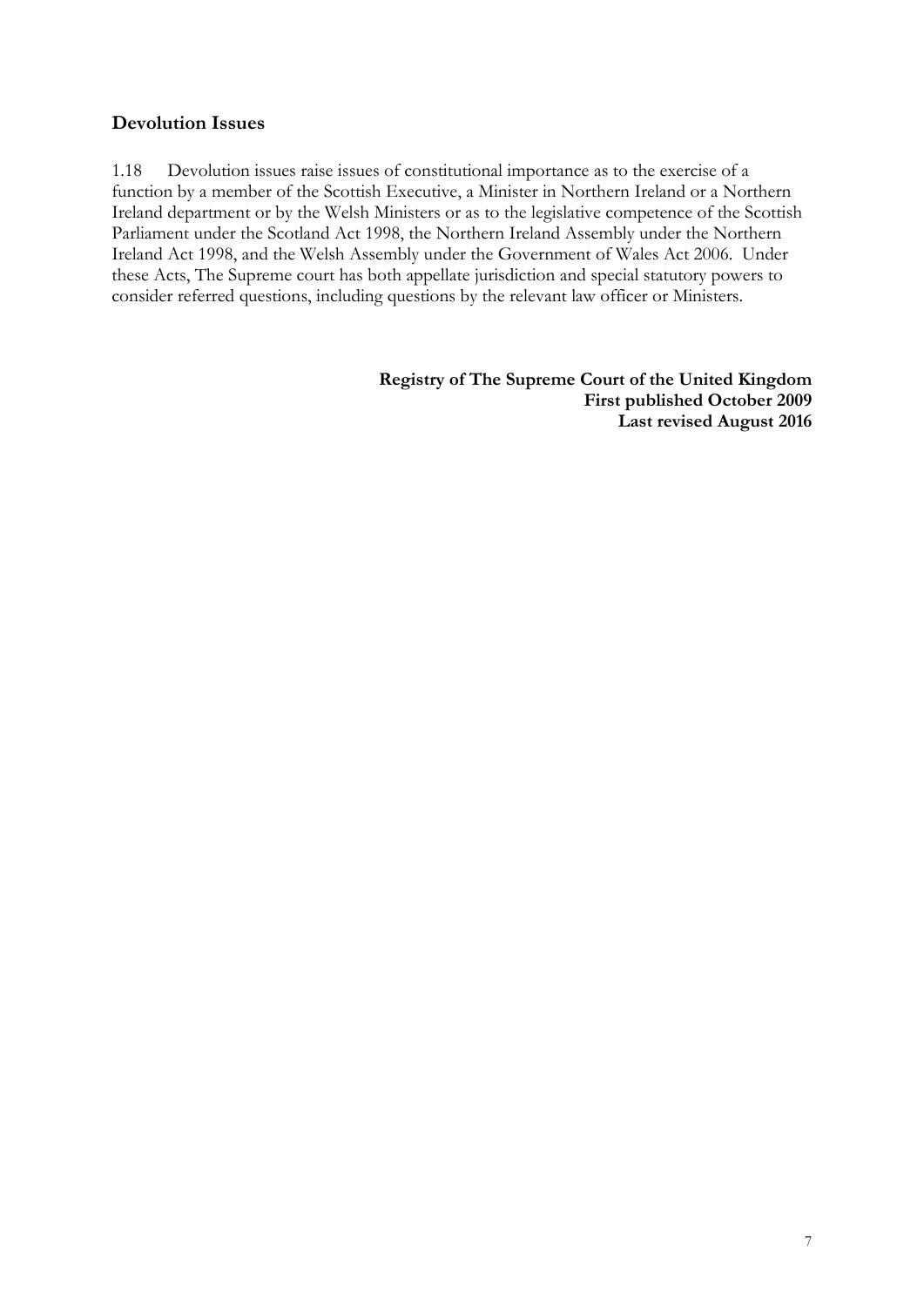## Devolution Issues

1.18 Devolution issues raise issues of constitutional importance as to the exercise of a function by a member of the Scottish Executive, a Minister in Northern Ireland or a Northern Ireland department or by the Welsh Ministers or as to the legislative competence of the Scottish Parliament under the Scotland Act 1998, the Northern Ireland Assembly under the Northern Ireland Act 1998, and the Welsh Assembly under the Government of Wales Act 2006. Under these Acts, The Supreme court has both appellate jurisdiction and special statutory powers to consider referred questions, including questions by the relevant law officer or Ministers.

**Registry of The Supreme Court of the United Kingdom**
**First published October 2009**
**Last revised August 2016**